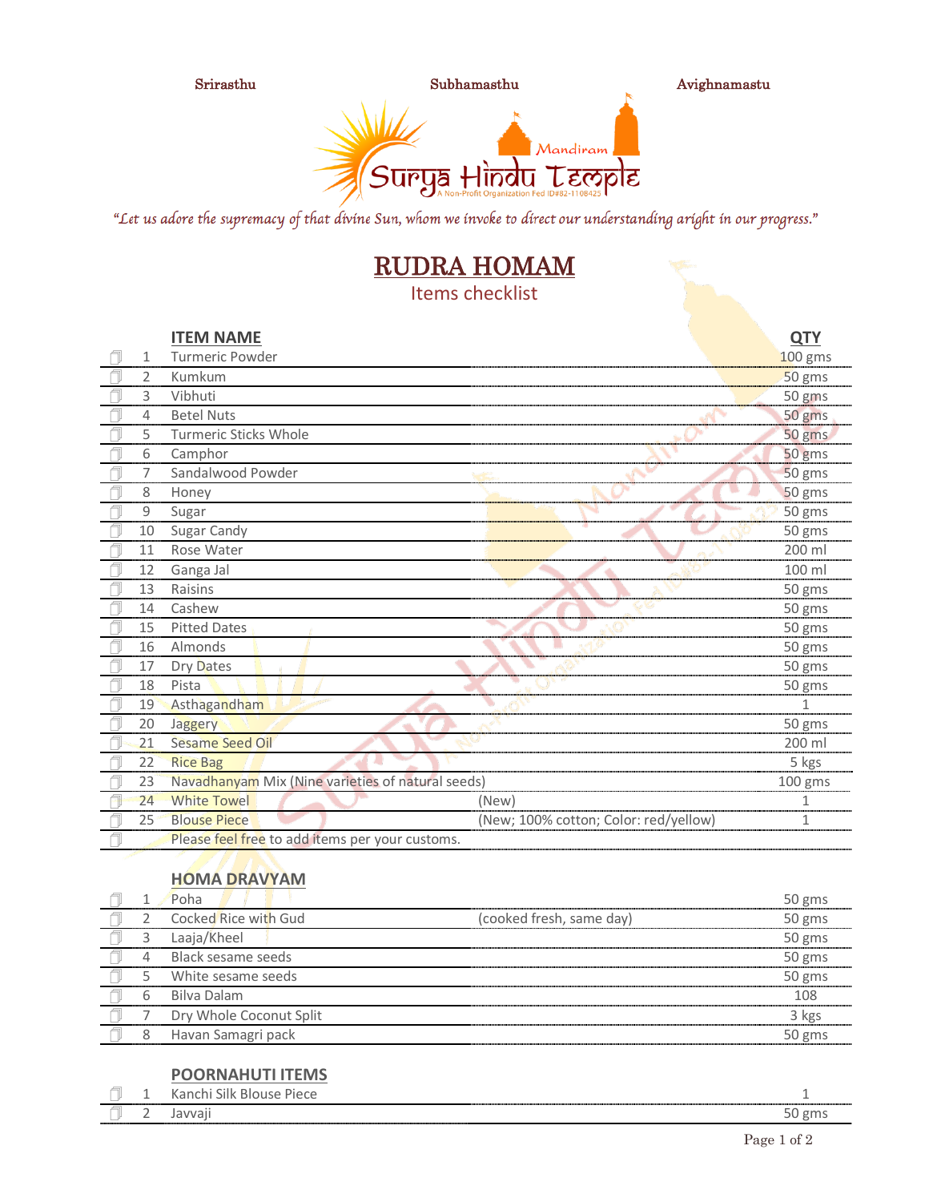Srirasthu Subhamasthu Avighnamasthu

Mandiram

Surya Hindu Temple

A Non-Profit Organization Fed ID#82-1108425

*"Let us adore the supremacy of that divine Sun, whom we invoke to direct our understanding aright in our progress."*

# RUDRA HOMAM

## Items checklist

| | | ITEM NAME | | QTY |
|---|---|---|---|---|
| ☐ | 1 | Turmeric Powder | | 100 gms |
| ☐ | 2 | Kumkum | | 50 gms |
| ☐ | 3 | Vibhuti | | 50 gms |
| ☐ | 4 | Betel Nuts | | 50 gms |
| ☐ | 5 | Turmeric Sticks Whole | | 50 gms |
| ☐ | 6 | Camphor | | 50 gms |
| ☐ | 7 | Sandalwood Powder | | 50 gms |
| ☐ | 8 | Honey | | 50 gms |
| ☐ | 9 | Sugar | | 50 gms |
| ☐ | 10 | Sugar Candy | | 50 gms |
| ☐ | 11 | Rose Water | | 200 ml |
| ☐ | 12 | Ganga Jal | | 100 ml |
| ☐ | 13 | Raisins | | 50 gms |
| ☐ | 14 | Cashew | | 50 gms |
| ☐ | 15 | Pitted Dates | | 50 gms |
| ☐ | 16 | Almonds | | 50 gms |
| ☐ | 17 | Dry Dates | | 50 gms |
| ☐ | 18 | Pista | | 50 gms |
| ☐ | 19 | Asthagandham | | 1 |
| ☐ | 20 | Jaggery | | 50 gms |
| ☐ | 21 | Sesame Seed Oil | | 200 ml |
| ☐ | 22 | Rice Bag | | 5 kgs |
| ☐ | 23 | Navadhanyam Mix (Nine varieties of natural seeds) | | 100 gms |
| ☐ | 24 | White Towel | (New) | 1 |
| ☐ | 25 | Blouse Piece | (New; 100% cotton; Color: red/yellow) | 1 |
| ☐ | | Please feel free to add items per your customs. | | |

### HOMA DRAVYAM

| | | Item | | QTY |
|---|---|---|---|---|
| ☐ | 1 | Poha | | 50 gms |
| ☐ | 2 | Cocked Rice with Gud | (cooked fresh, same day) | 50 gms |
| ☐ | 3 | Laaja/Kheel | | 50 gms |
| ☐ | 4 | Black sesame seeds | | 50 gms |
| ☐ | 5 | White sesame seeds | | 50 gms |
| ☐ | 6 | Bilva Dalam | | 108 |
| ☐ | 7 | Dry Whole Coconut Split | | 3 kgs |
| ☐ | 8 | Havan Samagri pack | | 50 gms |

### POORNAHUTI ITEMS

| | | Item | QTY |
|---|---|---|---|
| ☐ | 1 | Kanchi Silk Blouse Piece | 1 |
| ☐ | 2 | Javvaji | 50 gms |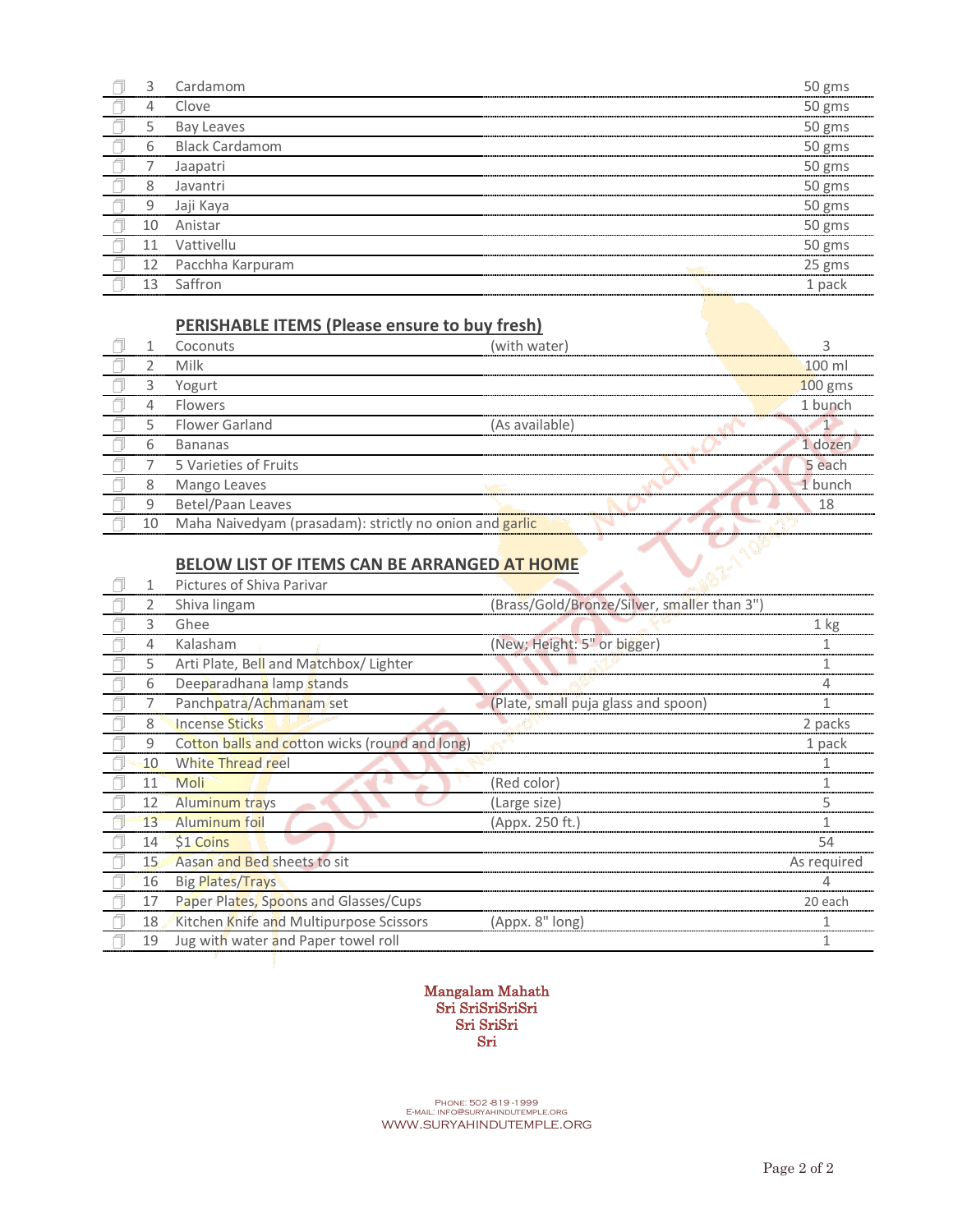| | | | |
|---|---|---|---|
| 3 | Cardamom | | 50 gms |
| 4 | Clove | | 50 gms |
| 5 | Bay Leaves | | 50 gms |
| 6 | Black Cardamom | | 50 gms |
| 7 | Jaapatri | | 50 gms |
| 8 | Javantri | | 50 gms |
| 9 | Jaji Kaya | | 50 gms |
| 10 | Anistar | | 50 gms |
| 11 | Vattivellu | | 50 gms |
| 12 | Pacchha Karpuram | | 25 gms |
| 13 | Saffron | | 1 pack |

## PERISHABLE ITEMS (Please ensure to buy fresh)

| | | | |
|---|---|---|---|
| 1 | Coconuts | (with water) | 3 |
| 2 | Milk | | 100 ml |
| 3 | Yogurt | | 100 gms |
| 4 | Flowers | | 1 bunch |
| 5 | Flower Garland | (As available) | 1 |
| 6 | Bananas | | 1 dozen |
| 7 | 5 Varieties of Fruits | | 5 each |
| 8 | Mango Leaves | | 1 bunch |
| 9 | Betel/Paan Leaves | | 18 |
| 10 | Maha Naivedyam (prasadam): strictly no onion and garlic | | |

## BELOW LIST OF ITEMS CAN BE ARRANGED AT HOME

| | | | |
|---|---|---|---|
| 1 | Pictures of Shiva Parivar | | |
| 2 | Shiva lingam | (Brass/Gold/Bronze/Silver, smaller than 3") | |
| 3 | Ghee | | 1 kg |
| 4 | Kalasham | (New; Height: 5" or bigger) | 1 |
| 5 | Arti Plate, Bell and Matchbox/ Lighter | | 1 |
| 6 | Deeparadhana lamp stands | | 4 |
| 7 | Panchpatra/Achmanam set | (Plate, small puja glass and spoon) | 1 |
| 8 | Incense Sticks | | 2 packs |
| 9 | Cotton balls and cotton wicks (round and long) | | 1 pack |
| 10 | White Thread reel | | 1 |
| 11 | Moli | (Red color) | 1 |
| 12 | Aluminum trays | (Large size) | 5 |
| 13 | Aluminum foil | (Appx. 250 ft.) | 1 |
| 14 | $1 Coins | | 54 |
| 15 | Aasan and Bed sheets to sit | | As required |
| 16 | Big Plates/Trays | | 4 |
| 17 | Paper Plates, Spoons and Glasses/Cups | | 20 each |
| 18 | Kitchen Knife and Multipurpose Scissors | (Appx. 8" long) | 1 |
| 19 | Jug with water and Paper towel roll | | 1 |

Mangalam Mahath
Sri SriSriSriSri
Sri SriSri
Sri

PHONE: 502-819-1999
E-MAIL: INFO@SURYAHINDUTEMPLE.ORG
WWW.SURYAHINDUTEMPLE.ORG